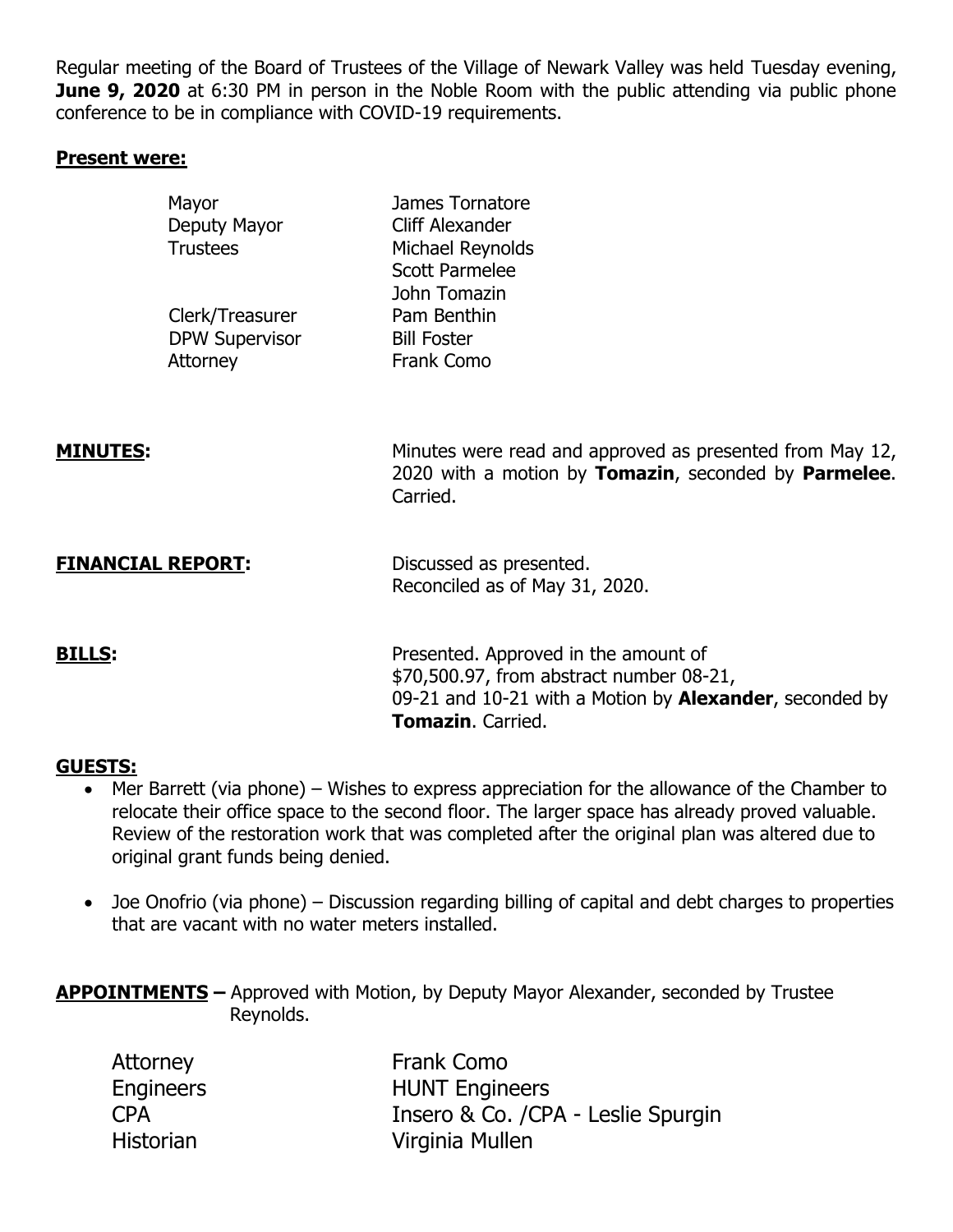Regular meeting of the Board of Trustees of the Village of Newark Valley was held Tuesday evening, **June 9, 2020** at 6:30 PM in person in the Noble Room with the public attending via public phone conference to be in compliance with COVID-19 requirements.

**Present were:**

| | |
|---|---|
| Mayor | James Tornatore |
| Deputy Mayor | Cliff Alexander |
| Trustees | Michael Reynolds |
| | Scott Parmelee |
| | John Tomazin |
| Clerk/Treasurer | Pam Benthin |
| DPW Supervisor | Bill Foster |
| Attorney | Frank Como |

**MINUTES:** Minutes were read and approved as presented from May 12, 2020 with a motion by **Tomazin**, seconded by **Parmelee**. Carried.

**FINANCIAL REPORT:** Discussed as presented. Reconciled as of May 31, 2020.

**BILLS:** Presented. Approved in the amount of $70,500.97, from abstract number 08-21, 09-21 and 10-21 with a Motion by **Alexander**, seconded by **Tomazin**. Carried.

**GUESTS:**

- Mer Barrett (via phone) – Wishes to express appreciation for the allowance of the Chamber to relocate their office space to the second floor. The larger space has already proved valuable. Review of the restoration work that was completed after the original plan was altered due to original grant funds being denied.
- Joe Onofrio (via phone) – Discussion regarding billing of capital and debt charges to properties that are vacant with no water meters installed.

**APPOINTMENTS –** Approved with Motion, by Deputy Mayor Alexander, seconded by Trustee Reynolds.

| | |
|---|---|
| Attorney | Frank Como |
| Engineers | HUNT Engineers |
| CPA | Insero & Co. /CPA - Leslie Spurgin |
| Historian | Virginia Mullen |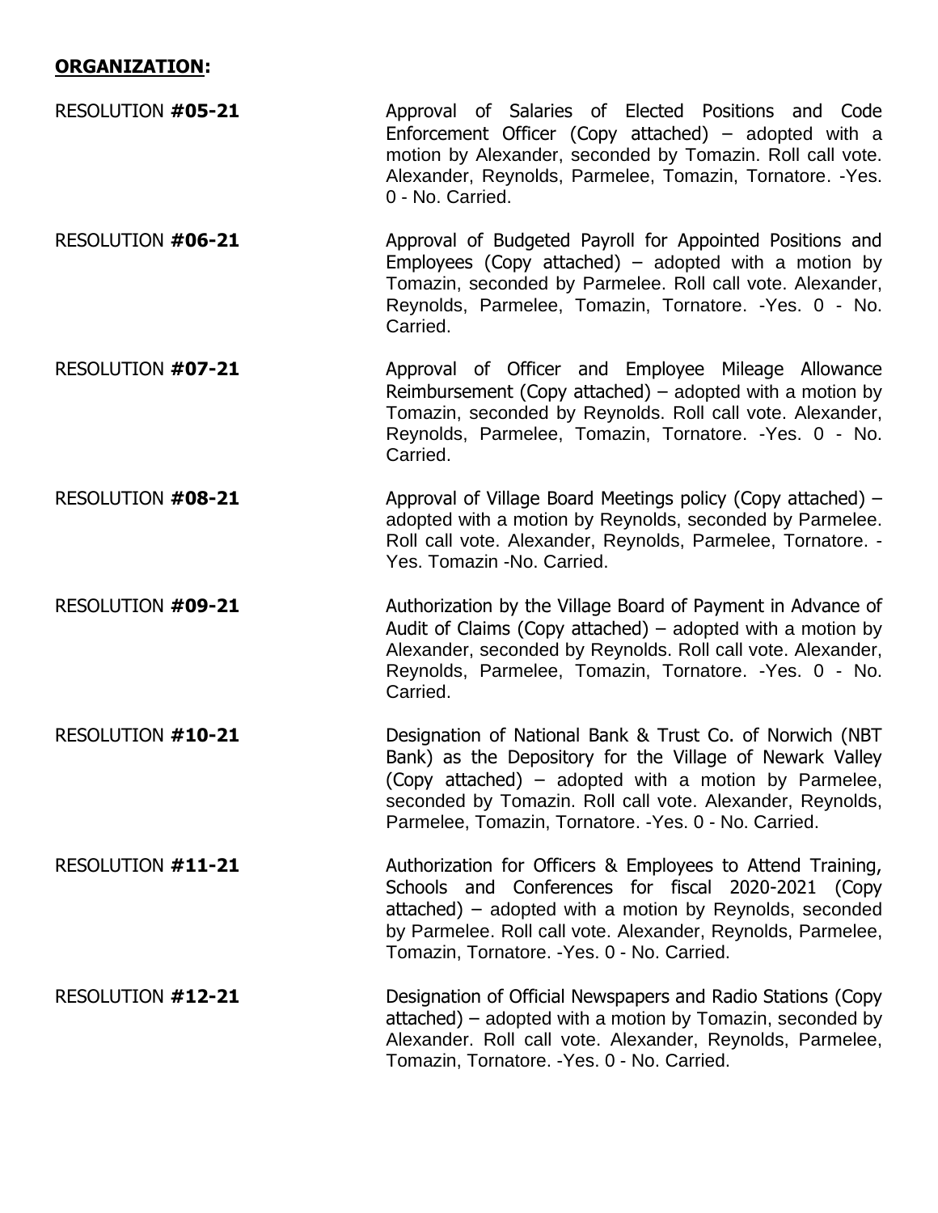**<u>ORGANIZATION</u>:**

RESOLUTION **#05-21** Approval of Salaries of Elected Positions and Code Enforcement Officer (Copy attached) – adopted with a motion by Alexander, seconded by Tomazin. Roll call vote. Alexander, Reynolds, Parmelee, Tomazin, Tornatore. -Yes. 0 - No. Carried.

RESOLUTION **#06-21** Approval of Budgeted Payroll for Appointed Positions and Employees (Copy attached) – adopted with a motion by Tomazin, seconded by Parmelee. Roll call vote. Alexander, Reynolds, Parmelee, Tomazin, Tornatore. -Yes. 0 - No. Carried.

RESOLUTION **#07-21** Approval of Officer and Employee Mileage Allowance Reimbursement (Copy attached) – adopted with a motion by Tomazin, seconded by Reynolds. Roll call vote. Alexander, Reynolds, Parmelee, Tomazin, Tornatore. -Yes. 0 - No. Carried.

RESOLUTION **#08-21** Approval of Village Board Meetings policy (Copy attached) – adopted with a motion by Reynolds, seconded by Parmelee. Roll call vote. Alexander, Reynolds, Parmelee, Tornatore. -Yes. Tomazin -No. Carried.

RESOLUTION **#09-21** Authorization by the Village Board of Payment in Advance of Audit of Claims (Copy attached) – adopted with a motion by Alexander, seconded by Reynolds. Roll call vote. Alexander, Reynolds, Parmelee, Tomazin, Tornatore. -Yes. 0 - No. Carried.

RESOLUTION **#10-21** Designation of National Bank & Trust Co. of Norwich (NBT Bank) as the Depository for the Village of Newark Valley (Copy attached) – adopted with a motion by Parmelee, seconded by Tomazin. Roll call vote. Alexander, Reynolds, Parmelee, Tomazin, Tornatore. -Yes. 0 - No. Carried.

RESOLUTION **#11-21** Authorization for Officers & Employees to Attend Training, Schools and Conferences for fiscal 2020-2021 (Copy attached) – adopted with a motion by Reynolds, seconded by Parmelee. Roll call vote. Alexander, Reynolds, Parmelee, Tomazin, Tornatore. -Yes. 0 - No. Carried.

RESOLUTION **#12-21** Designation of Official Newspapers and Radio Stations (Copy attached) – adopted with a motion by Tomazin, seconded by Alexander. Roll call vote. Alexander, Reynolds, Parmelee, Tomazin, Tornatore. -Yes. 0 - No. Carried.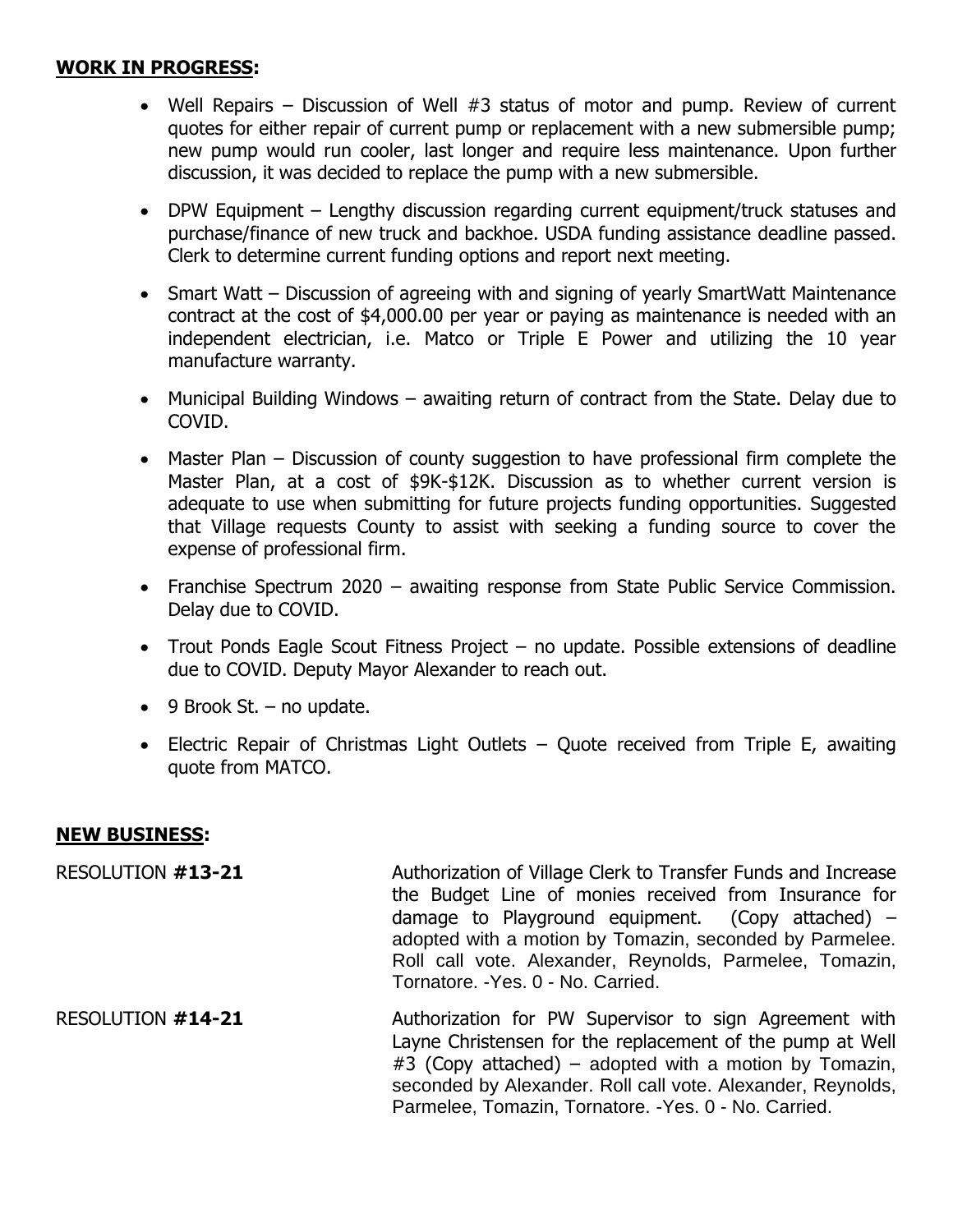**WORK IN PROGRESS:**

- Well Repairs – Discussion of Well #3 status of motor and pump. Review of current quotes for either repair of current pump or replacement with a new submersible pump; new pump would run cooler, last longer and require less maintenance. Upon further discussion, it was decided to replace the pump with a new submersible.
- DPW Equipment – Lengthy discussion regarding current equipment/truck statuses and purchase/finance of new truck and backhoe. USDA funding assistance deadline passed. Clerk to determine current funding options and report next meeting.
- Smart Watt – Discussion of agreeing with and signing of yearly SmartWatt Maintenance contract at the cost of $4,000.00 per year or paying as maintenance is needed with an independent electrician, i.e. Matco or Triple E Power and utilizing the 10 year manufacture warranty.
- Municipal Building Windows – awaiting return of contract from the State. Delay due to COVID.
- Master Plan – Discussion of county suggestion to have professional firm complete the Master Plan, at a cost of $9K-$12K. Discussion as to whether current version is adequate to use when submitting for future projects funding opportunities. Suggested that Village requests County to assist with seeking a funding source to cover the expense of professional firm.
- Franchise Spectrum 2020 – awaiting response from State Public Service Commission. Delay due to COVID.
- Trout Ponds Eagle Scout Fitness Project – no update. Possible extensions of deadline due to COVID. Deputy Mayor Alexander to reach out.
- 9 Brook St. – no update.
- Electric Repair of Christmas Light Outlets – Quote received from Triple E, awaiting quote from MATCO.

**NEW BUSINESS:**

RESOLUTION **#13-21** Authorization of Village Clerk to Transfer Funds and Increase the Budget Line of monies received from Insurance for damage to Playground equipment. (Copy attached) – adopted with a motion by Tomazin, seconded by Parmelee. Roll call vote. Alexander, Reynolds, Parmelee, Tomazin, Tornatore. -Yes. 0 - No. Carried.

RESOLUTION **#14-21** Authorization for PW Supervisor to sign Agreement with Layne Christensen for the replacement of the pump at Well #3 (Copy attached) – adopted with a motion by Tomazin, seconded by Alexander. Roll call vote. Alexander, Reynolds, Parmelee, Tomazin, Tornatore. -Yes. 0 - No. Carried.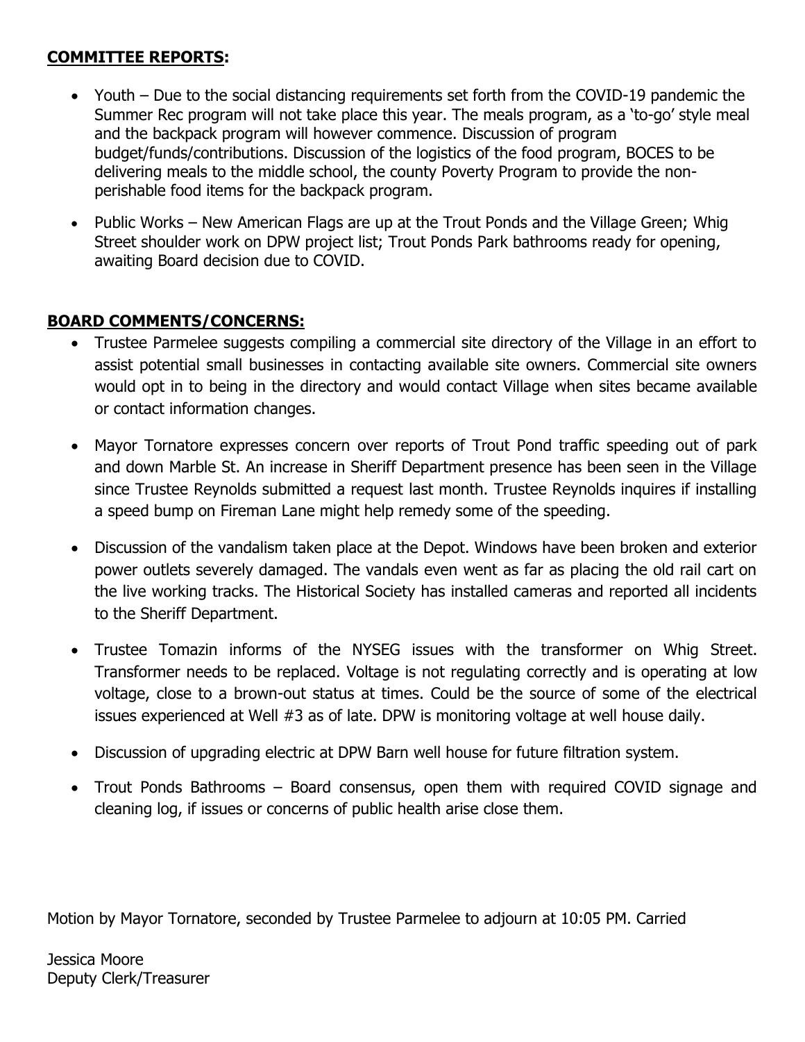## **COMMITTEE REPORTS:**

- Youth – Due to the social distancing requirements set forth from the COVID-19 pandemic the Summer Rec program will not take place this year. The meals program, as a 'to-go' style meal and the backpack program will however commence. Discussion of program budget/funds/contributions. Discussion of the logistics of the food program, BOCES to be delivering meals to the middle school, the county Poverty Program to provide the non-perishable food items for the backpack program.
- Public Works – New American Flags are up at the Trout Ponds and the Village Green; Whig Street shoulder work on DPW project list; Trout Ponds Park bathrooms ready for opening, awaiting Board decision due to COVID.

## **BOARD COMMENTS/CONCERNS:**

- Trustee Parmelee suggests compiling a commercial site directory of the Village in an effort to assist potential small businesses in contacting available site owners. Commercial site owners would opt in to being in the directory and would contact Village when sites became available or contact information changes.
- Mayor Tornatore expresses concern over reports of Trout Pond traffic speeding out of park and down Marble St. An increase in Sheriff Department presence has been seen in the Village since Trustee Reynolds submitted a request last month. Trustee Reynolds inquires if installing a speed bump on Fireman Lane might help remedy some of the speeding.
- Discussion of the vandalism taken place at the Depot. Windows have been broken and exterior power outlets severely damaged. The vandals even went as far as placing the old rail cart on the live working tracks. The Historical Society has installed cameras and reported all incidents to the Sheriff Department.
- Trustee Tomazin informs of the NYSEG issues with the transformer on Whig Street. Transformer needs to be replaced. Voltage is not regulating correctly and is operating at low voltage, close to a brown-out status at times. Could be the source of some of the electrical issues experienced at Well #3 as of late. DPW is monitoring voltage at well house daily.
- Discussion of upgrading electric at DPW Barn well house for future filtration system.
- Trout Ponds Bathrooms – Board consensus, open them with required COVID signage and cleaning log, if issues or concerns of public health arise close them.

Motion by Mayor Tornatore, seconded by Trustee Parmelee to adjourn at 10:05 PM. Carried

Jessica Moore
Deputy Clerk/Treasurer